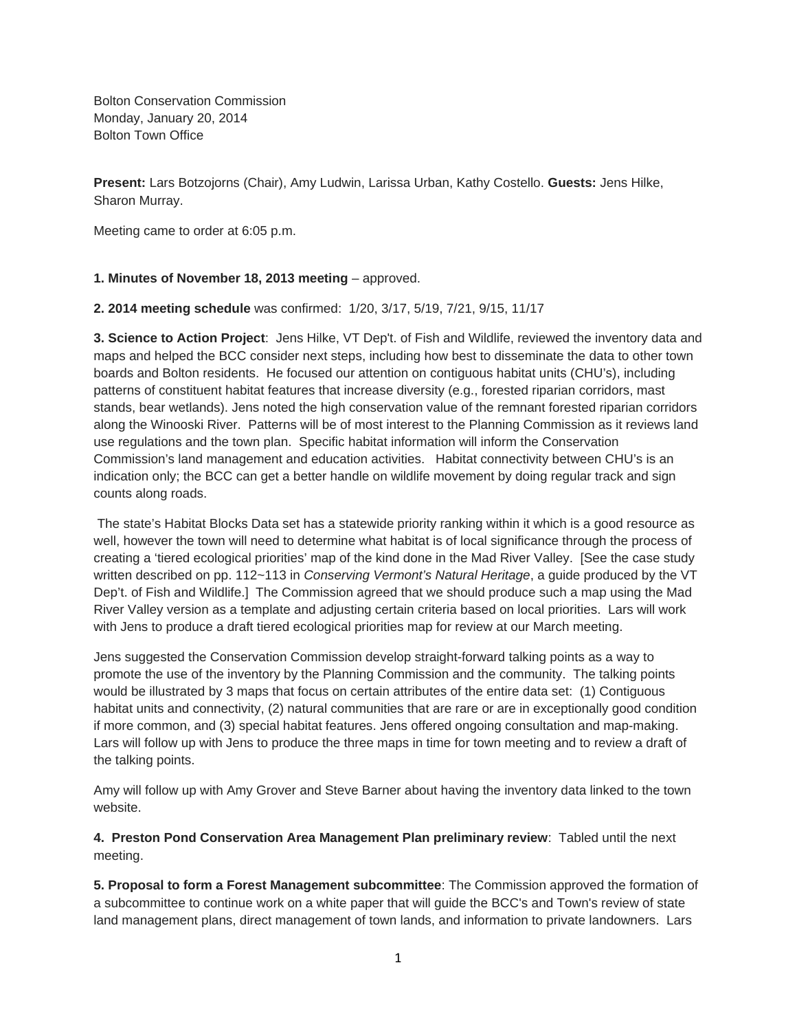Bolton Conservation Commission
Monday, January 20, 2014
Bolton Town Office

**Present:** Lars Botzojorns (Chair), Amy Ludwin, Larissa Urban, Kathy Costello. **Guests:** Jens Hilke, Sharon Murray.

Meeting came to order at 6:05 p.m.

**1. Minutes of November 18, 2013 meeting** – approved.

**2. 2014 meeting schedule** was confirmed: 1/20, 3/17, 5/19, 7/21, 9/15, 11/17

**3. Science to Action Project**: Jens Hilke, VT Dep't. of Fish and Wildlife, reviewed the inventory data and maps and helped the BCC consider next steps, including how best to disseminate the data to other town boards and Bolton residents. He focused our attention on contiguous habitat units (CHU's), including patterns of constituent habitat features that increase diversity (e.g., forested riparian corridors, mast stands, bear wetlands). Jens noted the high conservation value of the remnant forested riparian corridors along the Winooski River. Patterns will be of most interest to the Planning Commission as it reviews land use regulations and the town plan. Specific habitat information will inform the Conservation Commission's land management and education activities. Habitat connectivity between CHU's is an indication only; the BCC can get a better handle on wildlife movement by doing regular track and sign counts along roads.

The state's Habitat Blocks Data set has a statewide priority ranking within it which is a good resource as well, however the town will need to determine what habitat is of local significance through the process of creating a 'tiered ecological priorities' map of the kind done in the Mad River Valley. [See the case study written described on pp. 112~113 in *Conserving Vermont's Natural Heritage*, a guide produced by the VT Dep't. of Fish and Wildlife.] The Commission agreed that we should produce such a map using the Mad River Valley version as a template and adjusting certain criteria based on local priorities. Lars will work with Jens to produce a draft tiered ecological priorities map for review at our March meeting.

Jens suggested the Conservation Commission develop straight-forward talking points as a way to promote the use of the inventory by the Planning Commission and the community. The talking points would be illustrated by 3 maps that focus on certain attributes of the entire data set: (1) Contiguous habitat units and connectivity, (2) natural communities that are rare or are in exceptionally good condition if more common, and (3) special habitat features. Jens offered ongoing consultation and map-making. Lars will follow up with Jens to produce the three maps in time for town meeting and to review a draft of the talking points.

Amy will follow up with Amy Grover and Steve Barner about having the inventory data linked to the town website.

**4. Preston Pond Conservation Area Management Plan preliminary review**: Tabled until the next meeting.

**5. Proposal to form a Forest Management subcommittee**: The Commission approved the formation of a subcommittee to continue work on a white paper that will guide the BCC's and Town's review of state land management plans, direct management of town lands, and information to private landowners. Lars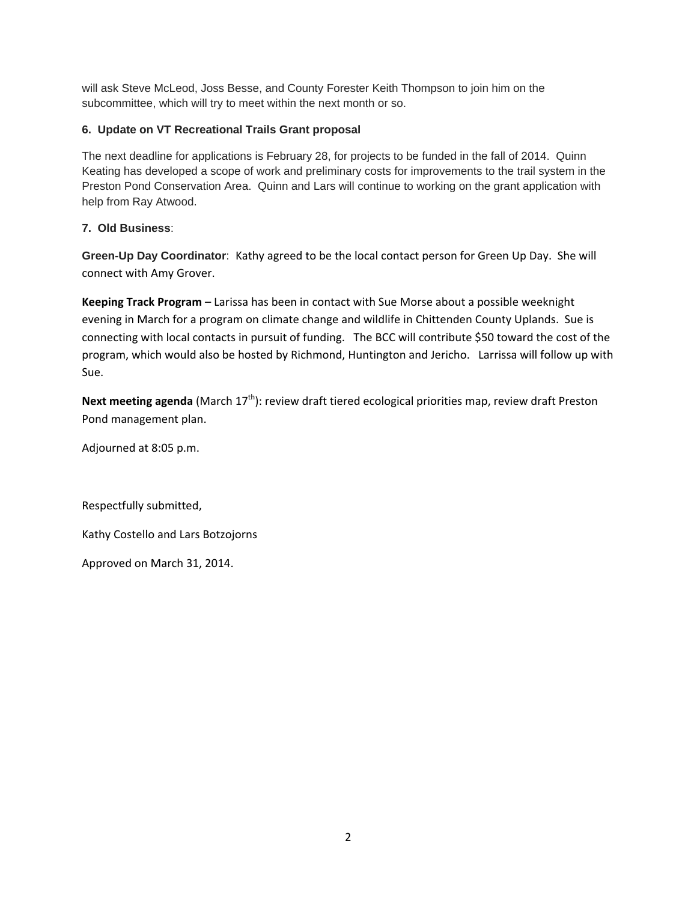will ask Steve McLeod, Joss Besse, and County Forester Keith Thompson to join him on the subcommittee, which will try to meet within the next month or so.

**6. Update on VT Recreational Trails Grant proposal**

The next deadline for applications is February 28, for projects to be funded in the fall of 2014. Quinn Keating has developed a scope of work and preliminary costs for improvements to the trail system in the Preston Pond Conservation Area. Quinn and Lars will continue to working on the grant application with help from Ray Atwood.

**7. Old Business**:

**Green-Up Day Coordinator**: Kathy agreed to be the local contact person for Green Up Day. She will connect with Amy Grover.

**Keeping Track Program** – Larissa has been in contact with Sue Morse about a possible weeknight evening in March for a program on climate change and wildlife in Chittenden County Uplands. Sue is connecting with local contacts in pursuit of funding. The BCC will contribute $50 toward the cost of the program, which would also be hosted by Richmond, Huntington and Jericho. Larrissa will follow up with Sue.

**Next meeting agenda** (March 17th): review draft tiered ecological priorities map, review draft Preston Pond management plan.

Adjourned at 8:05 p.m.

Respectfully submitted,

Kathy Costello and Lars Botzojorns

Approved on March 31, 2014.